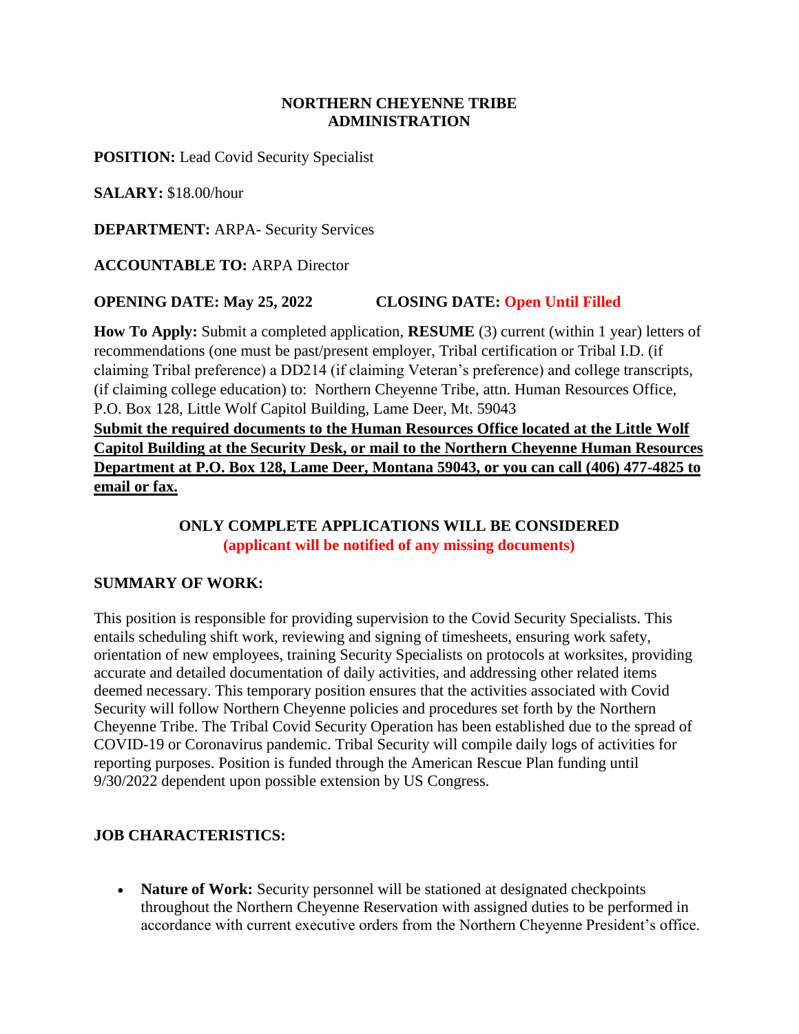**NORTHERN CHEYENNE TRIBE**
**ADMINISTRATION**

**POSITION:** Lead Covid Security Specialist

**SALARY:** $18.00/hour

**DEPARTMENT:** ARPA- Security Services

**ACCOUNTABLE TO:** ARPA Director

**OPENING DATE: May 25, 2022** **CLOSING DATE: Open Until Filled**

**How To Apply:** Submit a completed application, **RESUME** (3) current (within 1 year) letters of recommendations (one must be past/present employer, Tribal certification or Tribal I.D. (if claiming Tribal preference) a DD214 (if claiming Veteran's preference) and college transcripts, (if claiming college education) to: Northern Cheyenne Tribe, attn. Human Resources Office, P.O. Box 128, Little Wolf Capitol Building, Lame Deer, Mt. 59043
**Submit the required documents to the Human Resources Office located at the Little Wolf Capitol Building at the Security Desk, or mail to the Northern Cheyenne Human Resources Department at P.O. Box 128, Lame Deer, Montana 59043, or you can call (406) 477-4825 to email or fax.**

**ONLY COMPLETE APPLICATIONS WILL BE CONSIDERED**
**(applicant will be notified of any missing documents)**

## SUMMARY OF WORK:

This position is responsible for providing supervision to the Covid Security Specialists. This entails scheduling shift work, reviewing and signing of timesheets, ensuring work safety, orientation of new employees, training Security Specialists on protocols at worksites, providing accurate and detailed documentation of daily activities, and addressing other related items deemed necessary. This temporary position ensures that the activities associated with Covid Security will follow Northern Cheyenne policies and procedures set forth by the Northern Cheyenne Tribe. The Tribal Covid Security Operation has been established due to the spread of COVID-19 or Coronavirus pandemic. Tribal Security will compile daily logs of activities for reporting purposes. Position is funded through the American Rescue Plan funding until 9/30/2022 dependent upon possible extension by US Congress.

## JOB CHARACTERISTICS:

- **Nature of Work:** Security personnel will be stationed at designated checkpoints throughout the Northern Cheyenne Reservation with assigned duties to be performed in accordance with current executive orders from the Northern Cheyenne President's office.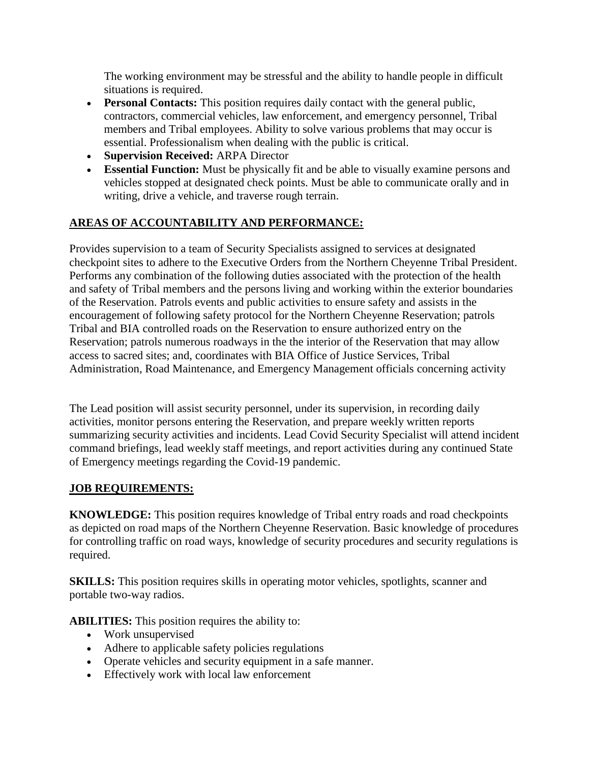The working environment may be stressful and the ability to handle people in difficult situations is required.

- **Personal Contacts:** This position requires daily contact with the general public, contractors, commercial vehicles, law enforcement, and emergency personnel, Tribal members and Tribal employees. Ability to solve various problems that may occur is essential. Professionalism when dealing with the public is critical.
- **Supervision Received:** ARPA Director
- **Essential Function:** Must be physically fit and be able to visually examine persons and vehicles stopped at designated check points. Must be able to communicate orally and in writing, drive a vehicle, and traverse rough terrain.

## AREAS OF ACCOUNTABILITY AND PERFORMANCE:

Provides supervision to a team of Security Specialists assigned to services at designated checkpoint sites to adhere to the Executive Orders from the Northern Cheyenne Tribal President. Performs any combination of the following duties associated with the protection of the health and safety of Tribal members and the persons living and working within the exterior boundaries of the Reservation. Patrols events and public activities to ensure safety and assists in the encouragement of following safety protocol for the Northern Cheyenne Reservation; patrols Tribal and BIA controlled roads on the Reservation to ensure authorized entry on the Reservation; patrols numerous roadways in the the interior of the Reservation that may allow access to sacred sites; and, coordinates with BIA Office of Justice Services, Tribal Administration, Road Maintenance, and Emergency Management officials concerning activity

The Lead position will assist security personnel, under its supervision, in recording daily activities, monitor persons entering the Reservation, and prepare weekly written reports summarizing security activities and incidents. Lead Covid Security Specialist will attend incident command briefings, lead weekly staff meetings, and report activities during any continued State of Emergency meetings regarding the Covid-19 pandemic.

## JOB REQUIREMENTS:

**KNOWLEDGE:** This position requires knowledge of Tribal entry roads and road checkpoints as depicted on road maps of the Northern Cheyenne Reservation. Basic knowledge of procedures for controlling traffic on road ways, knowledge of security procedures and security regulations is required.

**SKILLS:** This position requires skills in operating motor vehicles, spotlights, scanner and portable two-way radios.

**ABILITIES:** This position requires the ability to:

- Work unsupervised
- Adhere to applicable safety policies regulations
- Operate vehicles and security equipment in a safe manner.
- Effectively work with local law enforcement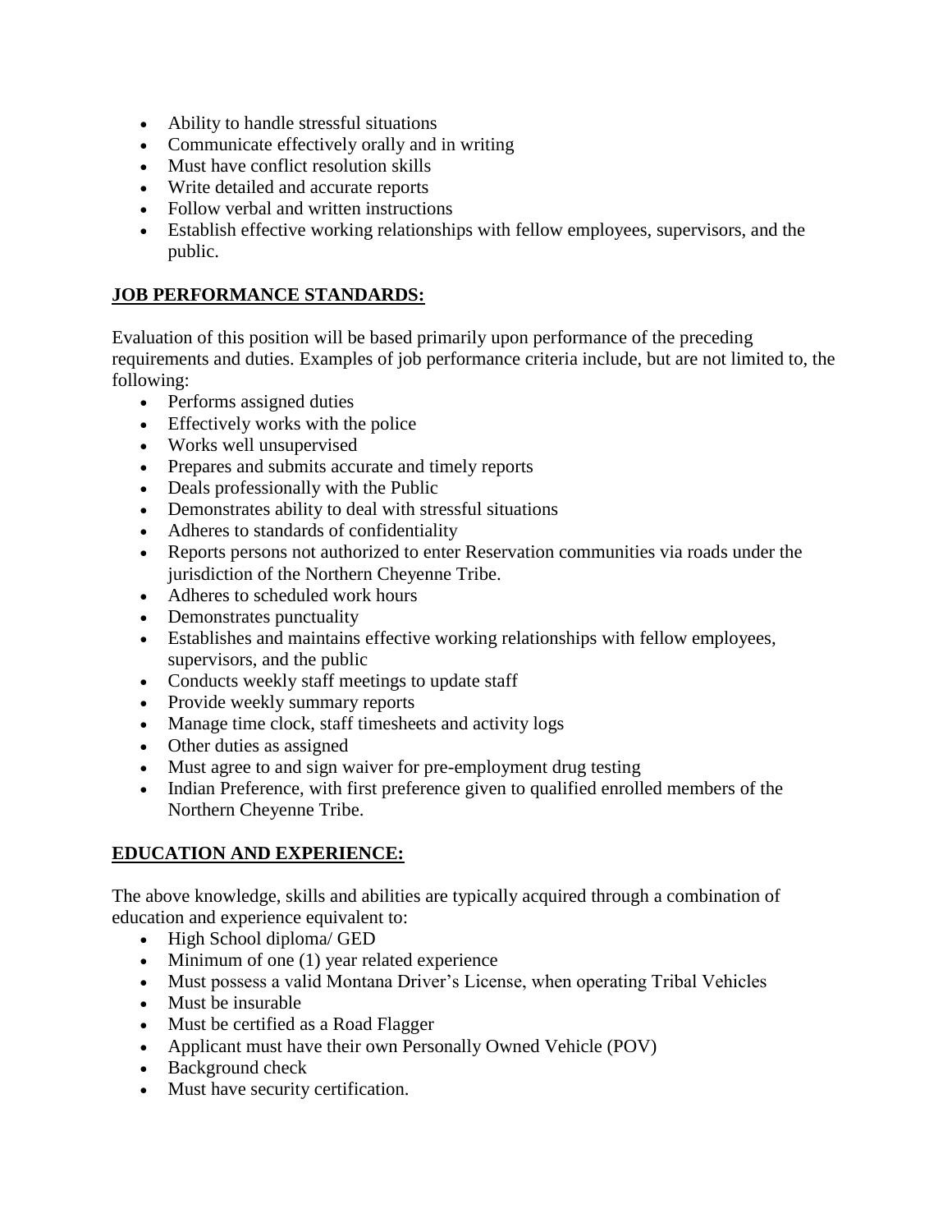- Ability to handle stressful situations
- Communicate effectively orally and in writing
- Must have conflict resolution skills
- Write detailed and accurate reports
- Follow verbal and written instructions
- Establish effective working relationships with fellow employees, supervisors, and the public.

## JOB PERFORMANCE STANDARDS:

Evaluation of this position will be based primarily upon performance of the preceding requirements and duties. Examples of job performance criteria include, but are not limited to, the following:

- Performs assigned duties
- Effectively works with the police
- Works well unsupervised
- Prepares and submits accurate and timely reports
- Deals professionally with the Public
- Demonstrates ability to deal with stressful situations
- Adheres to standards of confidentiality
- Reports persons not authorized to enter Reservation communities via roads under the jurisdiction of the Northern Cheyenne Tribe.
- Adheres to scheduled work hours
- Demonstrates punctuality
- Establishes and maintains effective working relationships with fellow employees, supervisors, and the public
- Conducts weekly staff meetings to update staff
- Provide weekly summary reports
- Manage time clock, staff timesheets and activity logs
- Other duties as assigned
- Must agree to and sign waiver for pre-employment drug testing
- Indian Preference, with first preference given to qualified enrolled members of the Northern Cheyenne Tribe.

## EDUCATION AND EXPERIENCE:

The above knowledge, skills and abilities are typically acquired through a combination of education and experience equivalent to:

- High School diploma/ GED
- Minimum of one (1) year related experience
- Must possess a valid Montana Driver's License, when operating Tribal Vehicles
- Must be insurable
- Must be certified as a Road Flagger
- Applicant must have their own Personally Owned Vehicle (POV)
- Background check
- Must have security certification.